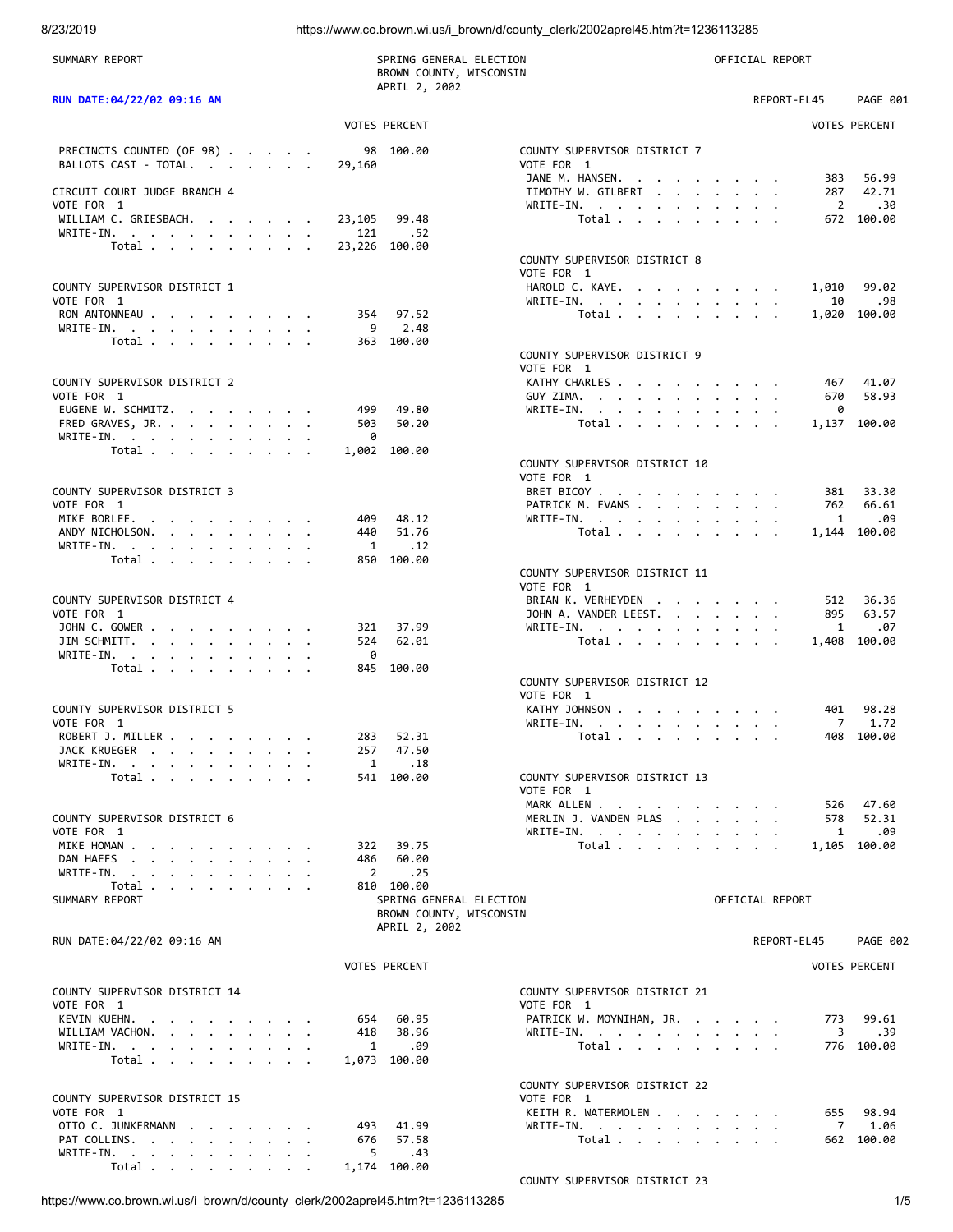SUMMARY REPORT

SPRING GENERAL ELECTION
BROWN COUNTY, WISCONSIN
APRIL 2, 2002

OFFICIAL REPORT

RUN DATE:04/22/02 09:16 AM

REPORT-EL45 PAGE 001

| | VOTES | PERCENT |
|---|---|---|
| PRECINCTS COUNTED (OF 98) | 98 | 100.00 |
| BALLOTS CAST - TOTAL. | 29,160 | |

**CIRCUIT COURT JUDGE BRANCH 4**
VOTE FOR 1

| | VOTES | PERCENT |
|---|---|---|
| WILLIAM C. GRIESBACH. | 23,105 | 99.48 |
| WRITE-IN. | 121 | .52 |
| Total | 23,226 | 100.00 |

**COUNTY SUPERVISOR DISTRICT 1**
VOTE FOR 1

| | VOTES | PERCENT |
|---|---|---|
| RON ANTONNEAU | 354 | 97.52 |
| WRITE-IN. | 9 | 2.48 |
| Total | 363 | 100.00 |

**COUNTY SUPERVISOR DISTRICT 2**
VOTE FOR 1

| | VOTES | PERCENT |
|---|---|---|
| EUGENE W. SCHMITZ. | 499 | 49.80 |
| FRED GRAVES, JR. | 503 | 50.20 |
| WRITE-IN. | 0 | |
| Total | 1,002 | 100.00 |

**COUNTY SUPERVISOR DISTRICT 3**
VOTE FOR 1

| | VOTES | PERCENT |
|---|---|---|
| MIKE BORLEE. | 409 | 48.12 |
| ANDY NICHOLSON. | 440 | 51.76 |
| WRITE-IN. | 1 | .12 |
| Total | 850 | 100.00 |

**COUNTY SUPERVISOR DISTRICT 4**
VOTE FOR 1

| | VOTES | PERCENT |
|---|---|---|
| JOHN C. GOWER | 321 | 37.99 |
| JIM SCHMITT. | 524 | 62.01 |
| WRITE-IN. | 0 | |
| Total | 845 | 100.00 |

**COUNTY SUPERVISOR DISTRICT 5**
VOTE FOR 1

| | VOTES | PERCENT |
|---|---|---|
| ROBERT J. MILLER | 283 | 52.31 |
| JACK KRUEGER | 257 | 47.50 |
| WRITE-IN. | 1 | .18 |
| Total | 541 | 100.00 |

**COUNTY SUPERVISOR DISTRICT 6**
VOTE FOR 1

| | VOTES | PERCENT |
|---|---|---|
| MIKE HOMAN | 322 | 39.75 |
| DAN HAEFS | 486 | 60.00 |
| WRITE-IN. | 2 | .25 |
| Total | 810 | 100.00 |

**COUNTY SUPERVISOR DISTRICT 7**
VOTE FOR 1

| | VOTES | PERCENT |
|---|---|---|
| JANE M. HANSEN. | 383 | 56.99 |
| TIMOTHY W. GILBERT | 287 | 42.71 |
| WRITE-IN. | 2 | .30 |
| Total | 672 | 100.00 |

**COUNTY SUPERVISOR DISTRICT 8**
VOTE FOR 1

| | VOTES | PERCENT |
|---|---|---|
| HAROLD C. KAYE. | 1,010 | 99.02 |
| WRITE-IN. | 10 | .98 |
| Total | 1,020 | 100.00 |

**COUNTY SUPERVISOR DISTRICT 9**
VOTE FOR 1

| | VOTES | PERCENT |
|---|---|---|
| KATHY CHARLES | 467 | 41.07 |
| GUY ZIMA. | 670 | 58.93 |
| WRITE-IN. | 0 | |
| Total | 1,137 | 100.00 |

**COUNTY SUPERVISOR DISTRICT 10**
VOTE FOR 1

| | VOTES | PERCENT |
|---|---|---|
| BRET BICOY | 381 | 33.30 |
| PATRICK M. EVANS | 762 | 66.61 |
| WRITE-IN. | 1 | .09 |
| Total | 1,144 | 100.00 |

**COUNTY SUPERVISOR DISTRICT 11**
VOTE FOR 1

| | VOTES | PERCENT |
|---|---|---|
| BRIAN K. VERHEYDEN | 512 | 36.36 |
| JOHN A. VANDER LEEST. | 895 | 63.57 |
| WRITE-IN. | 1 | .07 |
| Total | 1,408 | 100.00 |

**COUNTY SUPERVISOR DISTRICT 12**
VOTE FOR 1

| | VOTES | PERCENT |
|---|---|---|
| KATHY JOHNSON | 401 | 98.28 |
| WRITE-IN. | 7 | 1.72 |
| Total | 408 | 100.00 |

**COUNTY SUPERVISOR DISTRICT 13**
VOTE FOR 1

| | VOTES | PERCENT |
|---|---|---|
| MARK ALLEN | 526 | 47.60 |
| MERLIN J. VANDEN PLAS | 578 | 52.31 |
| WRITE-IN. | 1 | .09 |
| Total | 1,105 | 100.00 |

SUMMARY REPORT

SPRING GENERAL ELECTION
BROWN COUNTY, WISCONSIN
APRIL 2, 2002

OFFICIAL REPORT

RUN DATE:04/22/02 09:16 AM

REPORT-EL45 PAGE 002

**COUNTY SUPERVISOR DISTRICT 14**
VOTE FOR 1

| | VOTES | PERCENT |
|---|---|---|
| KEVIN KUEHN. | 654 | 60.95 |
| WILLIAM VACHON. | 418 | 38.96 |
| WRITE-IN. | 1 | .09 |
| Total | 1,073 | 100.00 |

**COUNTY SUPERVISOR DISTRICT 15**
VOTE FOR 1

| | VOTES | PERCENT |
|---|---|---|
| OTTO C. JUNKERMANN | 493 | 41.99 |
| PAT COLLINS. | 676 | 57.58 |
| WRITE-IN. | 5 | .43 |
| Total | 1,174 | 100.00 |

**COUNTY SUPERVISOR DISTRICT 21**
VOTE FOR 1

| | VOTES | PERCENT |
|---|---|---|
| PATRICK W. MOYNIHAN, JR. | 773 | 99.61 |
| WRITE-IN. | 3 | .39 |
| Total | 776 | 100.00 |

**COUNTY SUPERVISOR DISTRICT 22**
VOTE FOR 1

| | VOTES | PERCENT |
|---|---|---|
| KEITH R. WATERMOLEN | 655 | 98.94 |
| WRITE-IN. | 7 | 1.06 |
| Total | 662 | 100.00 |

**COUNTY SUPERVISOR DISTRICT 23**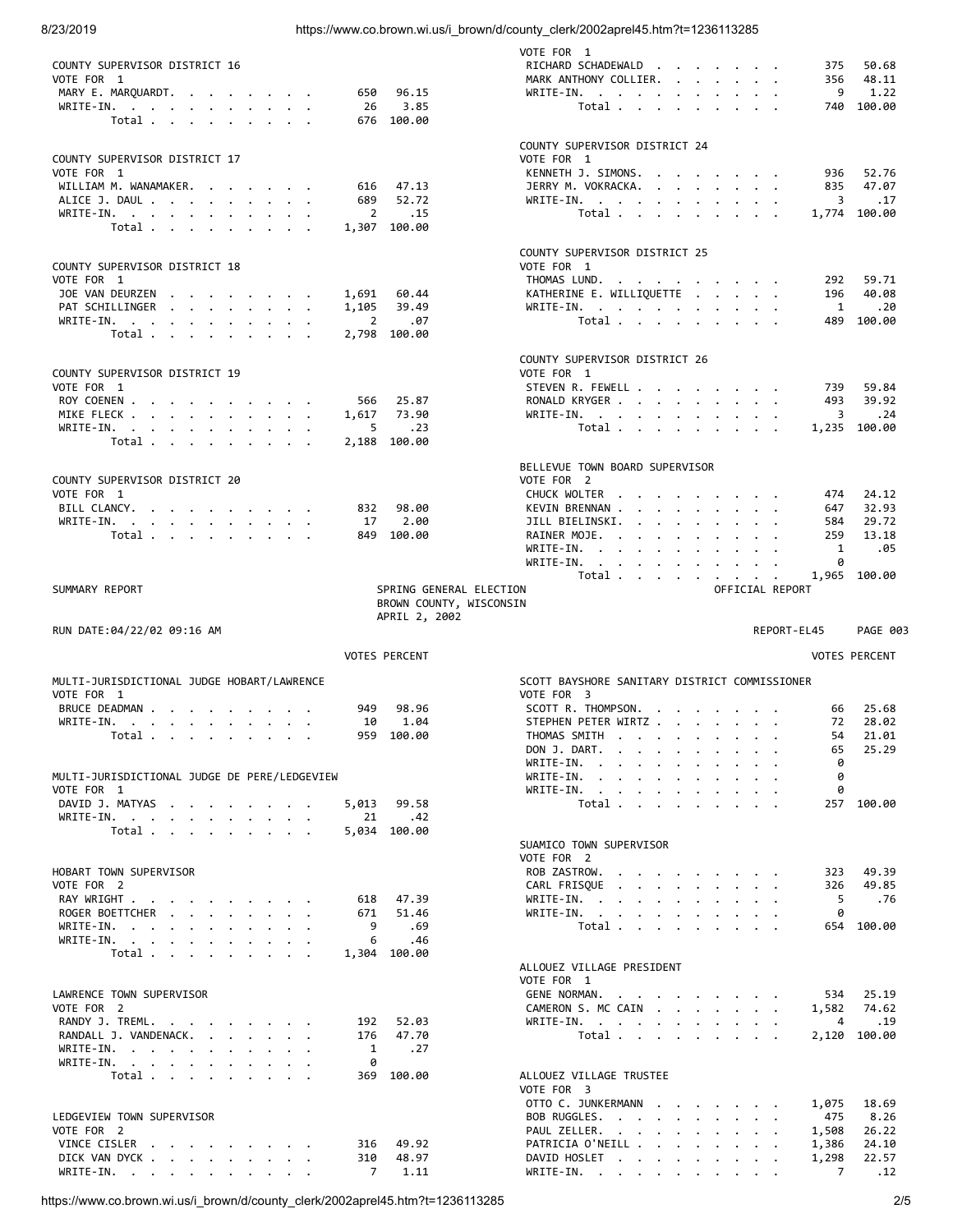## COUNTY SUPERVISOR DISTRICT 16

VOTE FOR 1

| Candidate | Votes | Percent |
|---|---|---|
| MARY E. MARQUARDT | 650 | 96.15 |
| WRITE-IN | 26 | 3.85 |
| Total | 676 | 100.00 |

## COUNTY SUPERVISOR DISTRICT 17

VOTE FOR 1

| Candidate | Votes | Percent |
|---|---|---|
| WILLIAM M. WANAMAKER | 616 | 47.13 |
| ALICE J. DAUL | 689 | 52.72 |
| WRITE-IN | 2 | .15 |
| Total | 1,307 | 100.00 |

## COUNTY SUPERVISOR DISTRICT 18

VOTE FOR 1

| Candidate | Votes | Percent |
|---|---|---|
| JOE VAN DEURZEN | 1,691 | 60.44 |
| PAT SCHILLINGER | 1,105 | 39.49 |
| WRITE-IN | 2 | .07 |
| Total | 2,798 | 100.00 |

## COUNTY SUPERVISOR DISTRICT 19

VOTE FOR 1

| Candidate | Votes | Percent |
|---|---|---|
| ROY COENEN | 566 | 25.87 |
| MIKE FLECK | 1,617 | 73.90 |
| WRITE-IN | 5 | .23 |
| Total | 2,188 | 100.00 |

## COUNTY SUPERVISOR DISTRICT 20

VOTE FOR 1

| Candidate | Votes | Percent |
|---|---|---|
| BILL CLANCY | 832 | 98.00 |
| WRITE-IN | 17 | 2.00 |
| Total | 849 | 100.00 |

VOTE FOR 1

| Candidate | Votes | Percent |
|---|---|---|
| RICHARD SCHADEWALD | 375 | 50.68 |
| MARK ANTHONY COLLIER | 356 | 48.11 |
| WRITE-IN | 9 | 1.22 |
| Total | 740 | 100.00 |

## COUNTY SUPERVISOR DISTRICT 24

VOTE FOR 1

| Candidate | Votes | Percent |
|---|---|---|
| KENNETH J. SIMONS | 936 | 52.76 |
| JERRY M. VOKRACKA | 835 | 47.07 |
| WRITE-IN | 3 | .17 |
| Total | 1,774 | 100.00 |

## COUNTY SUPERVISOR DISTRICT 25

VOTE FOR 1

| Candidate | Votes | Percent |
|---|---|---|
| THOMAS LUND | 292 | 59.71 |
| KATHERINE E. WILLIQUETTE | 196 | 40.08 |
| WRITE-IN | 1 | .20 |
| Total | 489 | 100.00 |

## COUNTY SUPERVISOR DISTRICT 26

VOTE FOR 1

| Candidate | Votes | Percent |
|---|---|---|
| STEVEN R. FEWELL | 739 | 59.84 |
| RONALD KRYGER | 493 | 39.92 |
| WRITE-IN | 3 | .24 |
| Total | 1,235 | 100.00 |

## BELLEVUE TOWN BOARD SUPERVISOR

VOTE FOR 2

| Candidate | Votes | Percent |
|---|---|---|
| CHUCK WOLTER | 474 | 24.12 |
| KEVIN BRENNAN | 647 | 32.93 |
| JILL BIELINSKI | 584 | 29.72 |
| RAINER MOJE | 259 | 13.18 |
| WRITE-IN | 1 | .05 |
| WRITE-IN | 0 | |
| Total | 1,965 | 100.00 |

SUMMARY REPORT — SPRING GENERAL ELECTION, BROWN COUNTY, WISCONSIN, APRIL 2, 2002 — OFFICIAL REPORT

RUN DATE:04/22/02 09:16 AM — REPORT-EL45 PAGE 003

## MULTI-JURISDICTIONAL JUDGE HOBART/LAWRENCE

VOTE FOR 1

| Candidate | Votes | Percent |
|---|---|---|
| BRUCE DEADMAN | 949 | 98.96 |
| WRITE-IN | 10 | 1.04 |
| Total | 959 | 100.00 |

## MULTI-JURISDICTIONAL JUDGE DE PERE/LEDGEVIEW

VOTE FOR 1

| Candidate | Votes | Percent |
|---|---|---|
| DAVID J. MATYAS | 5,013 | 99.58 |
| WRITE-IN | 21 | .42 |
| Total | 5,034 | 100.00 |

## HOBART TOWN SUPERVISOR

VOTE FOR 2

| Candidate | Votes | Percent |
|---|---|---|
| RAY WRIGHT | 618 | 47.39 |
| ROGER BOETTCHER | 671 | 51.46 |
| WRITE-IN | 9 | .69 |
| WRITE-IN | 6 | .46 |
| Total | 1,304 | 100.00 |

## LAWRENCE TOWN SUPERVISOR

VOTE FOR 2

| Candidate | Votes | Percent |
|---|---|---|
| RANDY J. TREML | 192 | 52.03 |
| RANDALL J. VANDENACK | 176 | 47.70 |
| WRITE-IN | 1 | .27 |
| WRITE-IN | 0 | |
| Total | 369 | 100.00 |

## LEDGEVIEW TOWN SUPERVISOR

VOTE FOR 2

| Candidate | Votes | Percent |
|---|---|---|
| VINCE CISLER | 316 | 49.92 |
| DICK VAN DYCK | 310 | 48.97 |
| WRITE-IN | 7 | 1.11 |

## SCOTT BAYSHORE SANITARY DISTRICT COMMISSIONER

VOTE FOR 3

| Candidate | Votes | Percent |
|---|---|---|
| SCOTT R. THOMPSON | 66 | 25.68 |
| STEPHEN PETER WIRTZ | 72 | 28.02 |
| THOMAS SMITH | 54 | 21.01 |
| DON J. DART | 65 | 25.29 |
| WRITE-IN | 0 | |
| WRITE-IN | 0 | |
| WRITE-IN | 0 | |
| Total | 257 | 100.00 |

## SUAMICO TOWN SUPERVISOR

VOTE FOR 2

| Candidate | Votes | Percent |
|---|---|---|
| ROB ZASTROW | 323 | 49.39 |
| CARL FRISQUE | 326 | 49.85 |
| WRITE-IN | 5 | .76 |
| WRITE-IN | 0 | |
| Total | 654 | 100.00 |

## ALLOUEZ VILLAGE PRESIDENT

VOTE FOR 1

| Candidate | Votes | Percent |
|---|---|---|
| GENE NORMAN | 534 | 25.19 |
| CAMERON S. MC CAIN | 1,582 | 74.62 |
| WRITE-IN | 4 | .19 |
| Total | 2,120 | 100.00 |

## ALLOUEZ VILLAGE TRUSTEE

VOTE FOR 3

| Candidate | Votes | Percent |
|---|---|---|
| OTTO C. JUNKERMANN | 1,075 | 18.69 |
| BOB RUGGLES | 475 | 8.26 |
| PAUL ZELLER | 1,508 | 26.22 |
| PATRICIA O'NEILL | 1,386 | 24.10 |
| DAVID HOSLET | 1,298 | 22.57 |
| WRITE-IN | 7 | .12 |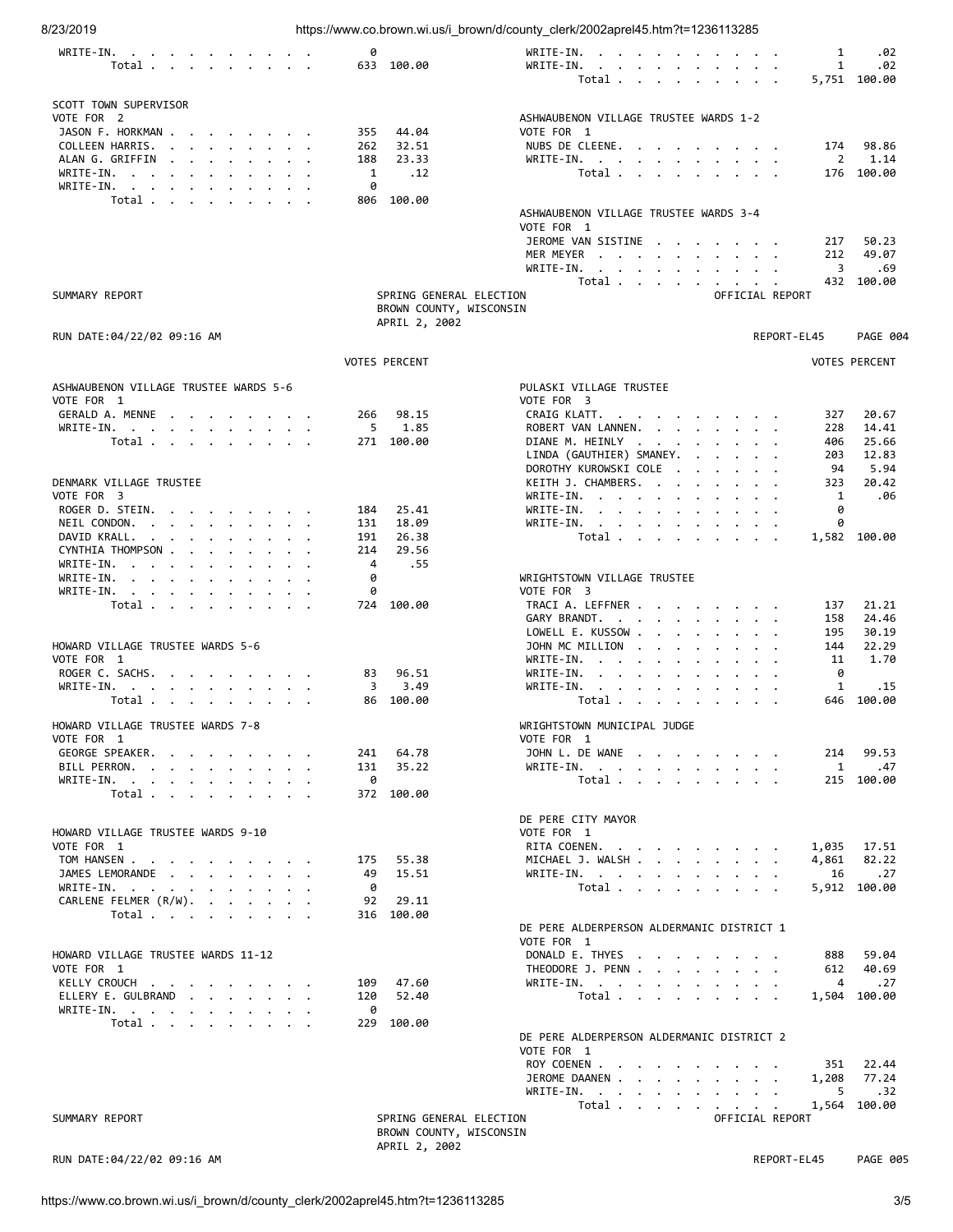| | VOTES | PERCENT |
|---|---|---|
| WRITE-IN. | 0 | |
| Total | 633 | 100.00 |

| | VOTES | PERCENT |
|---|---|---|
| WRITE-IN. | 1 | .02 |
| WRITE-IN. | 1 | .02 |
| Total | 5,751 | 100.00 |

### SCOTT TOWN SUPERVISOR

VOTE FOR 2

| | VOTES | PERCENT |
|---|---|---|
| JASON F. HORKMAN | 355 | 44.04 |
| COLLEEN HARRIS. | 262 | 32.51 |
| ALAN G. GRIFFIN | 188 | 23.33 |
| WRITE-IN. | 1 | .12 |
| WRITE-IN. | 0 | |
| Total | 806 | 100.00 |

### ASHWAUBENON VILLAGE TRUSTEE WARDS 1-2

VOTE FOR 1

| | VOTES | PERCENT |
|---|---|---|
| NUBS DE CLEENE. | 174 | 98.86 |
| WRITE-IN. | 2 | 1.14 |
| Total | 176 | 100.00 |

### ASHWAUBENON VILLAGE TRUSTEE WARDS 3-4

VOTE FOR 1

| | VOTES | PERCENT |
|---|---|---|
| JEROME VAN SISTINE | 217 | 50.23 |
| MER MEYER | 212 | 49.07 |
| WRITE-IN. | 3 | .69 |
| Total | 432 | 100.00 |

SUMMARY REPORT — SPRING GENERAL ELECTION — BROWN COUNTY, WISCONSIN — APRIL 2, 2002 — OFFICIAL REPORT

RUN DATE:04/22/02 09:16 AM — REPORT-EL45 — PAGE 004

### ASHWAUBENON VILLAGE TRUSTEE WARDS 5-6

VOTE FOR 1

| | VOTES | PERCENT |
|---|---|---|
| GERALD A. MENNE | 266 | 98.15 |
| WRITE-IN. | 5 | 1.85 |
| Total | 271 | 100.00 |

### DENMARK VILLAGE TRUSTEE

VOTE FOR 3

| | VOTES | PERCENT |
|---|---|---|
| ROGER D. STEIN. | 184 | 25.41 |
| NEIL CONDON. | 131 | 18.09 |
| DAVID KRALL. | 191 | 26.38 |
| CYNTHIA THOMPSON | 214 | 29.56 |
| WRITE-IN. | 4 | .55 |
| WRITE-IN. | 0 | |
| WRITE-IN. | 0 | |
| Total | 724 | 100.00 |

### HOWARD VILLAGE TRUSTEE WARDS 5-6

VOTE FOR 1

| | VOTES | PERCENT |
|---|---|---|
| ROGER C. SACHS. | 83 | 96.51 |
| WRITE-IN. | 3 | 3.49 |
| Total | 86 | 100.00 |

### HOWARD VILLAGE TRUSTEE WARDS 7-8

VOTE FOR 1

| | VOTES | PERCENT |
|---|---|---|
| GEORGE SPEAKER. | 241 | 64.78 |
| BILL PERRON. | 131 | 35.22 |
| WRITE-IN. | 0 | |
| Total | 372 | 100.00 |

### HOWARD VILLAGE TRUSTEE WARDS 9-10

VOTE FOR 1

| | VOTES | PERCENT |
|---|---|---|
| TOM HANSEN | 175 | 55.38 |
| JAMES LEMORANDE | 49 | 15.51 |
| WRITE-IN. | 0 | |
| CARLENE FELMER (R/W). | 92 | 29.11 |
| Total | 316 | 100.00 |

### HOWARD VILLAGE TRUSTEE WARDS 11-12

VOTE FOR 1

| | VOTES | PERCENT |
|---|---|---|
| KELLY CROUCH | 109 | 47.60 |
| ELLERY E. GULBRAND | 120 | 52.40 |
| WRITE-IN. | 0 | |
| Total | 229 | 100.00 |

### PULASKI VILLAGE TRUSTEE

VOTE FOR 3

| | VOTES | PERCENT |
|---|---|---|
| CRAIG KLATT. | 327 | 20.67 |
| ROBERT VAN LANNEN. | 228 | 14.41 |
| DIANE M. HEINLY | 406 | 25.66 |
| LINDA (GAUTHIER) SMANEY. | 203 | 12.83 |
| DOROTHY KUROWSKI COLE | 94 | 5.94 |
| KEITH J. CHAMBERS. | 323 | 20.42 |
| WRITE-IN. | 1 | .06 |
| WRITE-IN. | 0 | |
| WRITE-IN. | 0 | |
| Total | 1,582 | 100.00 |

### WRIGHTSTOWN VILLAGE TRUSTEE

VOTE FOR 3

| | VOTES | PERCENT |
|---|---|---|
| TRACI A. LEFFNER | 137 | 21.21 |
| GARY BRANDT. | 158 | 24.46 |
| LOWELL E. KUSSOW | 195 | 30.19 |
| JOHN MC MILLION | 144 | 22.29 |
| WRITE-IN. | 11 | 1.70 |
| WRITE-IN. | 0 | |
| WRITE-IN. | 1 | .15 |
| Total | 646 | 100.00 |

### WRIGHTSTOWN MUNICIPAL JUDGE

VOTE FOR 1

| | VOTES | PERCENT |
|---|---|---|
| JOHN L. DE WANE | 214 | 99.53 |
| WRITE-IN. | 1 | .47 |
| Total | 215 | 100.00 |

### DE PERE CITY MAYOR

VOTE FOR 1

| | VOTES | PERCENT |
|---|---|---|
| RITA COENEN. | 1,035 | 17.51 |
| MICHAEL J. WALSH | 4,861 | 82.22 |
| WRITE-IN. | 16 | .27 |
| Total | 5,912 | 100.00 |

### DE PERE ALDERPERSON ALDERMANIC DISTRICT 1

VOTE FOR 1

| | VOTES | PERCENT |
|---|---|---|
| DONALD E. THYES | 888 | 59.04 |
| THEODORE J. PENN | 612 | 40.69 |
| WRITE-IN. | 4 | .27 |
| Total | 1,504 | 100.00 |

### DE PERE ALDERPERSON ALDERMANIC DISTRICT 2

VOTE FOR 1

| | VOTES | PERCENT |
|---|---|---|
| ROY COENEN | 351 | 22.44 |
| JEROME DAANEN | 1,208 | 77.24 |
| WRITE-IN. | 5 | .32 |
| Total | 1,564 | 100.00 |

SUMMARY REPORT — SPRING GENERAL ELECTION — BROWN COUNTY, WISCONSIN — APRIL 2, 2002 — OFFICIAL REPORT

RUN DATE:04/22/02 09:16 AM — REPORT-EL45 — PAGE 005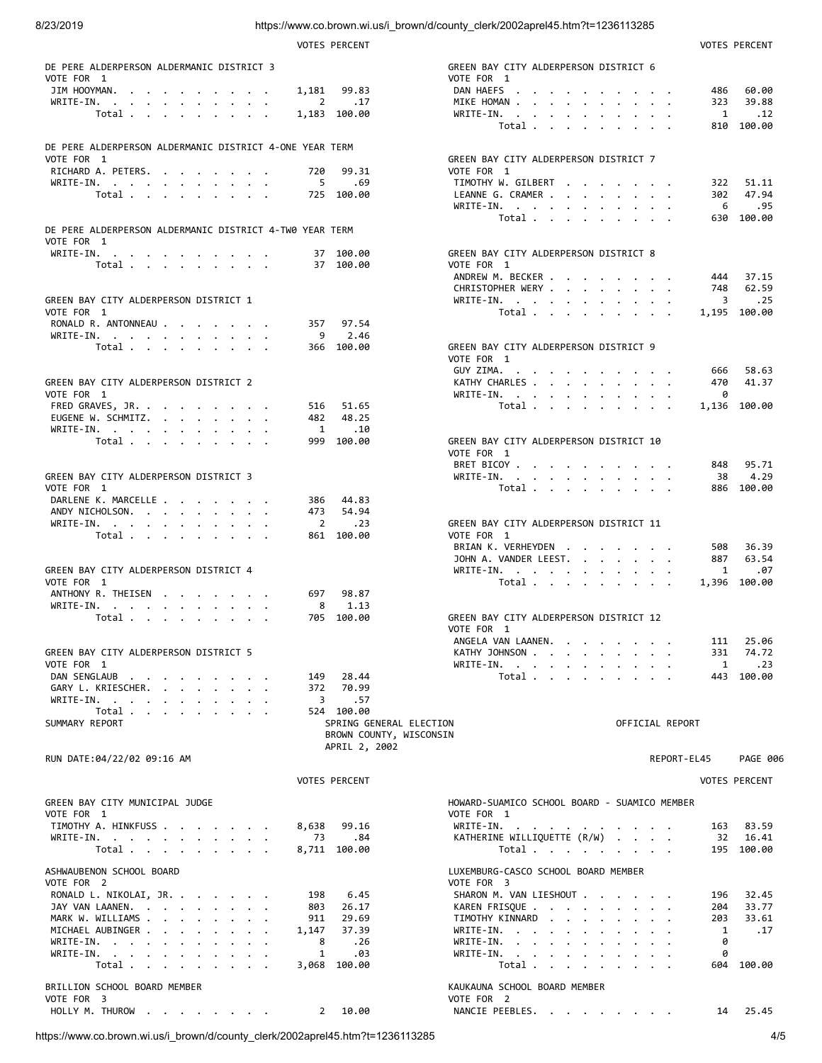| | VOTES | PERCENT |
|---|---|---|
| **DE PERE ALDERPERSON ALDERMANIC DISTRICT 3** | | |
| VOTE FOR 1 | | |
| JIM HOOYMAN | 1,181 | 99.83 |
| WRITE-IN | 2 | .17 |
| Total | 1,183 | 100.00 |
| **DE PERE ALDERPERSON ALDERMANIC DISTRICT 4-ONE YEAR TERM** | | |
| VOTE FOR 1 | | |
| RICHARD A. PETERS | 720 | 99.31 |
| WRITE-IN | 5 | .69 |
| Total | 725 | 100.00 |
| **DE PERE ALDERPERSON ALDERMANIC DISTRICT 4-TW0 YEAR TERM** | | |
| VOTE FOR 1 | | |
| WRITE-IN | 37 | 100.00 |
| Total | 37 | 100.00 |
| **GREEN BAY CITY ALDERPERSON DISTRICT 1** | | |
| VOTE FOR 1 | | |
| RONALD R. ANTONNEAU | 357 | 97.54 |
| WRITE-IN | 9 | 2.46 |
| Total | 366 | 100.00 |
| **GREEN BAY CITY ALDERPERSON DISTRICT 2** | | |
| VOTE FOR 1 | | |
| FRED GRAVES, JR. | 516 | 51.65 |
| EUGENE W. SCHMITZ | 482 | 48.25 |
| WRITE-IN | 1 | .10 |
| Total | 999 | 100.00 |
| **GREEN BAY CITY ALDERPERSON DISTRICT 3** | | |
| VOTE FOR 1 | | |
| DARLENE K. MARCELLE | 386 | 44.83 |
| ANDY NICHOLSON | 473 | 54.94 |
| WRITE-IN | 2 | .23 |
| Total | 861 | 100.00 |
| **GREEN BAY CITY ALDERPERSON DISTRICT 4** | | |
| VOTE FOR 1 | | |
| ANTHONY R. THEISEN | 697 | 98.87 |
| WRITE-IN | 8 | 1.13 |
| Total | 705 | 100.00 |
| **GREEN BAY CITY ALDERPERSON DISTRICT 5** | | |
| VOTE FOR 1 | | |
| DAN SENGLAUB | 149 | 28.44 |
| GARY L. KRIESCHER | 372 | 70.99 |
| WRITE-IN | 3 | .57 |
| Total | 524 | 100.00 |
| **GREEN BAY CITY ALDERPERSON DISTRICT 6** | | |
| VOTE FOR 1 | | |
| DAN HAEFS | 486 | 60.00 |
| MIKE HOMAN | 323 | 39.88 |
| WRITE-IN | 1 | .12 |
| Total | 810 | 100.00 |
| **GREEN BAY CITY ALDERPERSON DISTRICT 7** | | |
| VOTE FOR 1 | | |
| TIMOTHY W. GILBERT | 322 | 51.11 |
| LEANNE G. CRAMER | 302 | 47.94 |
| WRITE-IN | 6 | .95 |
| Total | 630 | 100.00 |
| **GREEN BAY CITY ALDERPERSON DISTRICT 8** | | |
| VOTE FOR 1 | | |
| ANDREW M. BECKER | 444 | 37.15 |
| CHRISTOPHER WERY | 748 | 62.59 |
| WRITE-IN | 3 | .25 |
| Total | 1,195 | 100.00 |
| **GREEN BAY CITY ALDERPERSON DISTRICT 9** | | |
| VOTE FOR 1 | | |
| GUY ZIMA | 666 | 58.63 |
| KATHY CHARLES | 470 | 41.37 |
| WRITE-IN | 0 | |
| Total | 1,136 | 100.00 |
| **GREEN BAY CITY ALDERPERSON DISTRICT 10** | | |
| VOTE FOR 1 | | |
| BRET BICOY | 848 | 95.71 |
| WRITE-IN | 38 | 4.29 |
| Total | 886 | 100.00 |
| **GREEN BAY CITY ALDERPERSON DISTRICT 11** | | |
| VOTE FOR 1 | | |
| BRIAN K. VERHEYDEN | 508 | 36.39 |
| JOHN A. VANDER LEEST | 887 | 63.54 |
| WRITE-IN | 1 | .07 |
| Total | 1,396 | 100.00 |
| **GREEN BAY CITY ALDERPERSON DISTRICT 12** | | |
| VOTE FOR 1 | | |
| ANGELA VAN LAANEN | 111 | 25.06 |
| KATHY JOHNSON | 331 | 74.72 |
| WRITE-IN | 1 | .23 |
| Total | 443 | 100.00 |

SUMMARY REPORT — SPRING GENERAL ELECTION — BROWN COUNTY, WISCONSIN — APRIL 2, 2002 — OFFICIAL REPORT

RUN DATE:04/22/02 09:16 AM — REPORT-EL45 PAGE 006

| | VOTES | PERCENT |
|---|---|---|
| **GREEN BAY CITY MUNICIPAL JUDGE** | | |
| VOTE FOR 1 | | |
| TIMOTHY A. HINKFUSS | 8,638 | 99.16 |
| WRITE-IN | 73 | .84 |
| Total | 8,711 | 100.00 |
| **ASHWAUBENON SCHOOL BOARD** | | |
| VOTE FOR 2 | | |
| RONALD L. NIKOLAI, JR. | 198 | 6.45 |
| JAY VAN LAANEN | 803 | 26.17 |
| MARK W. WILLIAMS | 911 | 29.69 |
| MICHAEL AUBINGER | 1,147 | 37.39 |
| WRITE-IN | 8 | .26 |
| WRITE-IN | 1 | .03 |
| Total | 3,068 | 100.00 |
| **BRILLION SCHOOL BOARD MEMBER** | | |
| VOTE FOR 3 | | |
| HOLLY M. THUROW | 2 | 10.00 |
| **HOWARD-SUAMICO SCHOOL BOARD - SUAMICO MEMBER** | | |
| VOTE FOR 1 | | |
| WRITE-IN | 163 | 83.59 |
| KATHERINE WILLIQUETTE (R/W) | 32 | 16.41 |
| Total | 195 | 100.00 |
| **LUXEMBURG-CASCO SCHOOL BOARD MEMBER** | | |
| VOTE FOR 3 | | |
| SHARON M. VAN LIESHOUT | 196 | 32.45 |
| KAREN FRISQUE | 204 | 33.77 |
| TIMOTHY KINNARD | 203 | 33.61 |
| WRITE-IN | 1 | .17 |
| WRITE-IN | 0 | |
| WRITE-IN | 0 | |
| Total | 604 | 100.00 |
| **KAUKAUNA SCHOOL BOARD MEMBER** | | |
| VOTE FOR 2 | | |
| NANCIE PEEBLES | 14 | 25.45 |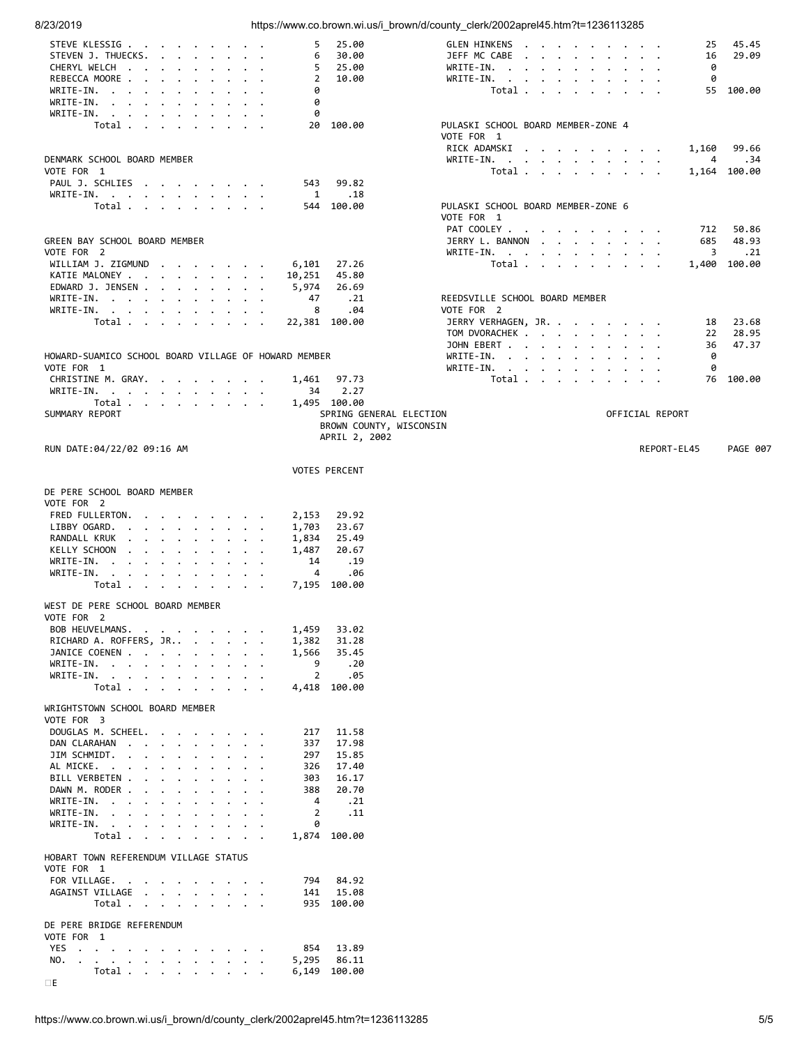| | | |
|---|---|---|
| STEVE KLESSIG | 5 | 25.00 |
| STEVEN J. THUECKS | 6 | 30.00 |
| CHERYL WELCH | 5 | 25.00 |
| REBECCA MOORE | 2 | 10.00 |
| WRITE-IN. | 0 | |
| WRITE-IN. | 0 | |
| WRITE-IN. | 0 | |
| Total | 20 | 100.00 |

DENMARK SCHOOL BOARD MEMBER
VOTE FOR 1

| | | |
|---|---|---|
| PAUL J. SCHLIES | 543 | 99.82 |
| WRITE-IN. | 1 | .18 |
| Total | 544 | 100.00 |

GREEN BAY SCHOOL BOARD MEMBER
VOTE FOR 2

| | | |
|---|---|---|
| WILLIAM J. ZIGMUND | 6,101 | 27.26 |
| KATIE MALONEY | 10,251 | 45.80 |
| EDWARD J. JENSEN | 5,974 | 26.69 |
| WRITE-IN. | 47 | .21 |
| WRITE-IN. | 8 | .04 |
| Total | 22,381 | 100.00 |

HOWARD-SUAMICO SCHOOL BOARD VILLAGE OF HOWARD MEMBER
VOTE FOR 1

| | | |
|---|---|---|
| CHRISTINE M. GRAY. | 1,461 | 97.73 |
| WRITE-IN. | 34 | 2.27 |
| Total | 1,495 | 100.00 |

| | | |
|---|---|---|
| GLEN HINKENS | 25 | 45.45 |
| JEFF MC CABE | 16 | 29.09 |
| WRITE-IN. | 0 | |
| WRITE-IN. | 0 | |
| Total | 55 | 100.00 |

PULASKI SCHOOL BOARD MEMBER-ZONE 4
VOTE FOR 1

| | | |
|---|---|---|
| RICK ADAMSKI | 1,160 | 99.66 |
| WRITE-IN. | 4 | .34 |
| Total | 1,164 | 100.00 |

PULASKI SCHOOL BOARD MEMBER-ZONE 6
VOTE FOR 1

| | | |
|---|---|---|
| PAT COOLEY | 712 | 50.86 |
| JERRY L. BANNON | 685 | 48.93 |
| WRITE-IN. | 3 | .21 |
| Total | 1,400 | 100.00 |

REEDSVILLE SCHOOL BOARD MEMBER
VOTE FOR 2

| | | |
|---|---|---|
| JERRY VERHAGEN, JR. | 18 | 23.68 |
| TOM DVORACHEK | 22 | 28.95 |
| JOHN EBERT | 36 | 47.37 |
| WRITE-IN. | 0 | |
| WRITE-IN. | 0 | |
| Total | 76 | 100.00 |

SUMMARY REPORT — SPRING GENERAL ELECTION, BROWN COUNTY, WISCONSIN, APRIL 2, 2002 — OFFICIAL REPORT

RUN DATE:04/22/02 09:16 AM — REPORT-EL45 — PAGE 007

DE PERE SCHOOL BOARD MEMBER
VOTE FOR 2

| | VOTES | PERCENT |
|---|---|---|
| FRED FULLERTON. | 2,153 | 29.92 |
| LIBBY OGARD. | 1,703 | 23.67 |
| RANDALL KRUK | 1,834 | 25.49 |
| KELLY SCHOON | 1,487 | 20.67 |
| WRITE-IN. | 14 | .19 |
| WRITE-IN. | 4 | .06 |
| Total | 7,195 | 100.00 |

WEST DE PERE SCHOOL BOARD MEMBER
VOTE FOR 2

| | | |
|---|---|---|
| BOB HEUVELMANS. | 1,459 | 33.02 |
| RICHARD A. ROFFERS, JR. | 1,382 | 31.28 |
| JANICE COENEN | 1,566 | 35.45 |
| WRITE-IN. | 9 | .20 |
| WRITE-IN. | 2 | .05 |
| Total | 4,418 | 100.00 |

WRIGHTSTOWN SCHOOL BOARD MEMBER
VOTE FOR 3

| | | |
|---|---|---|
| DOUGLAS M. SCHEEL. | 217 | 11.58 |
| DAN CLARAHAN | 337 | 17.98 |
| JIM SCHMIDT. | 297 | 15.85 |
| AL MICKE. | 326 | 17.40 |
| BILL VERBETEN | 303 | 16.17 |
| DAWN M. RODER | 388 | 20.70 |
| WRITE-IN. | 4 | .21 |
| WRITE-IN. | 2 | .11 |
| WRITE-IN. | 0 | |
| Total | 1,874 | 100.00 |

HOBART TOWN REFERENDUM VILLAGE STATUS
VOTE FOR 1

| | | |
|---|---|---|
| FOR VILLAGE. | 794 | 84.92 |
| AGAINST VILLAGE | 141 | 15.08 |
| Total | 935 | 100.00 |

DE PERE BRIDGE REFERENDUM
VOTE FOR 1

| | | |
|---|---|---|
| YES | 854 | 13.89 |
| NO. | 5,295 | 86.11 |
| Total | 6,149 | 100.00 |